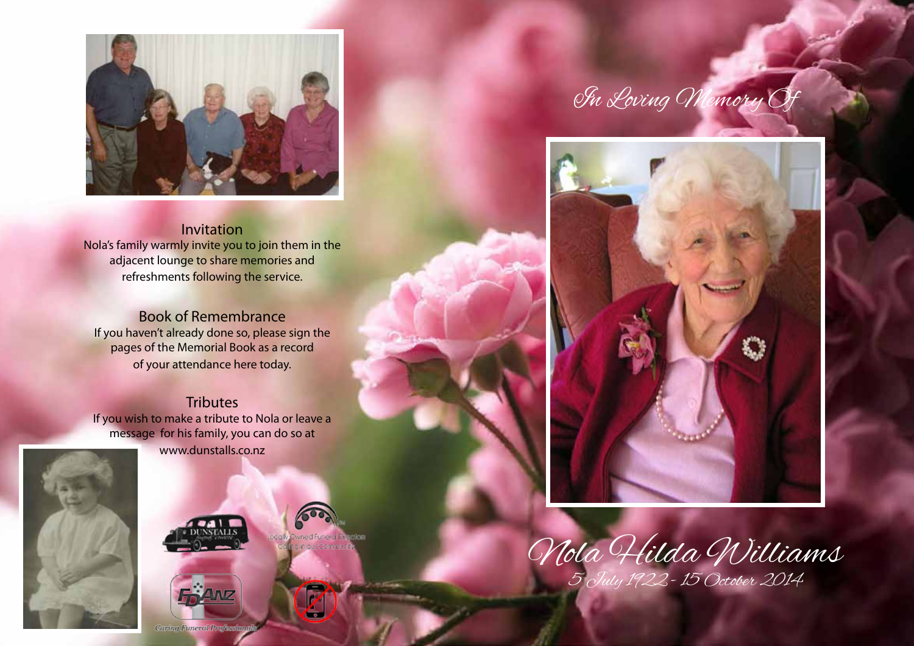## Invitation

Nola's family warmly invite you to join them in the adjacent lounge to share memories and refreshments following the service.

## Book of Remembrance

If you haven't already done so, please sign the pages of the Memorial Book as a record of your attendance here today.

## Tributes

If you wish to make a tribute to Nola or leave a message for his family, you can do so at www.dunstalls.co.nz

DUNSTALLS

Locally Owned Funeral Directors Caring in our Community

FDANZ

Caring Funeral Professionals

# In Loving Memory Of

# Nola Hilda Williams

5 July 1922 - 15 October 2014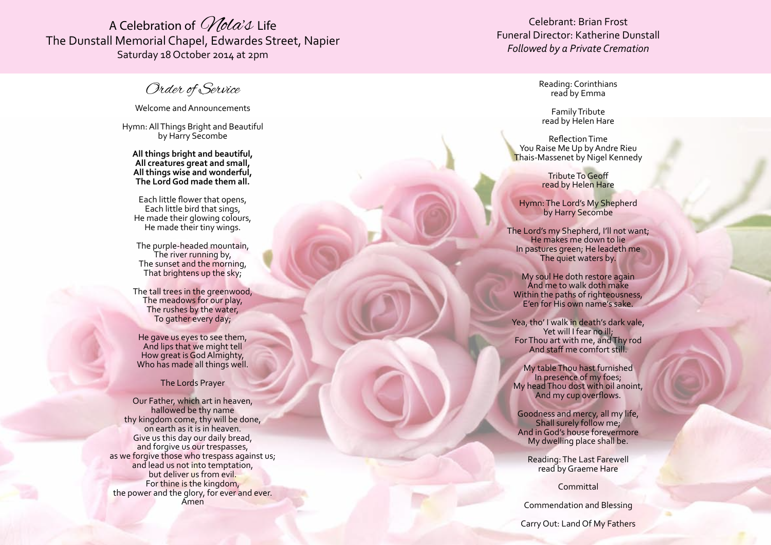A Celebration of *Nola's* Life
The Dunstall Memorial Chapel, Edwardes Street, Napier
Saturday 18 October 2014 at 2pm

Celebrant: Brian Frost
Funeral Director: Katherine Dunstall
*Followed by a Private Cremation*

## Order of Service

Welcome and Announcements

Hymn: All Things Bright and Beautiful
by Harry Secombe

**All things bright and beautiful,**
**All creatures great and small,**
**All things wise and wonderful,**
**The Lord God made them all.**

Each little flower that opens,
Each little bird that sings,
He made their glowing colours,
He made their tiny wings.

The purple-headed mountain,
The river running by,
The sunset and the morning,
That brightens up the sky;

The tall trees in the greenwood,
The meadows for our play,
The rushes by the water,
To gather every day;

He gave us eyes to see them,
And lips that we might tell
How great is God Almighty,
Who has made all things well.

The Lords Prayer

Our Father, which art in heaven,
hallowed be thy name
thy kingdom come, thy will be done,
on earth as it is in heaven.
Give us this day our daily bread,
and forgive us our trespasses,
as we forgive those who trespass against us;
and lead us not into temptation,
but deliver us from evil.
For thine is the kingdom,
the power and the glory, for ever and ever.
Amen

Reading: Corinthians
read by Emma

Family Tribute
read by Helen Hare

Reflection Time
You Raise Me Up by Andre Rieu
Thais-Massenet by Nigel Kennedy

Tribute To Geoff
read by Helen Hare

Hymn: The Lord's My Shepherd
by Harry Secombe

The Lord's my Shepherd, I'll not want;
He makes me down to lie
In pastures green; He leadeth me
The quiet waters by.

My soul He doth restore again
And me to walk doth make
Within the paths of righteousness,
E'en for His own name's sake.

Yea, tho' I walk in death's dark vale,
Yet will I fear no ill;
For Thou art with me, and Thy rod
And staff me comfort still.

My table Thou hast furnished
In presence of my foes;
My head Thou dost with oil anoint,
And my cup overflows.

Goodness and mercy, all my life,
Shall surely follow me;
And in God's house forevermore
My dwelling place shall be.

Reading: The Last Farewell
read by Graeme Hare

Committal

Commendation and Blessing

Carry Out: Land Of My Fathers